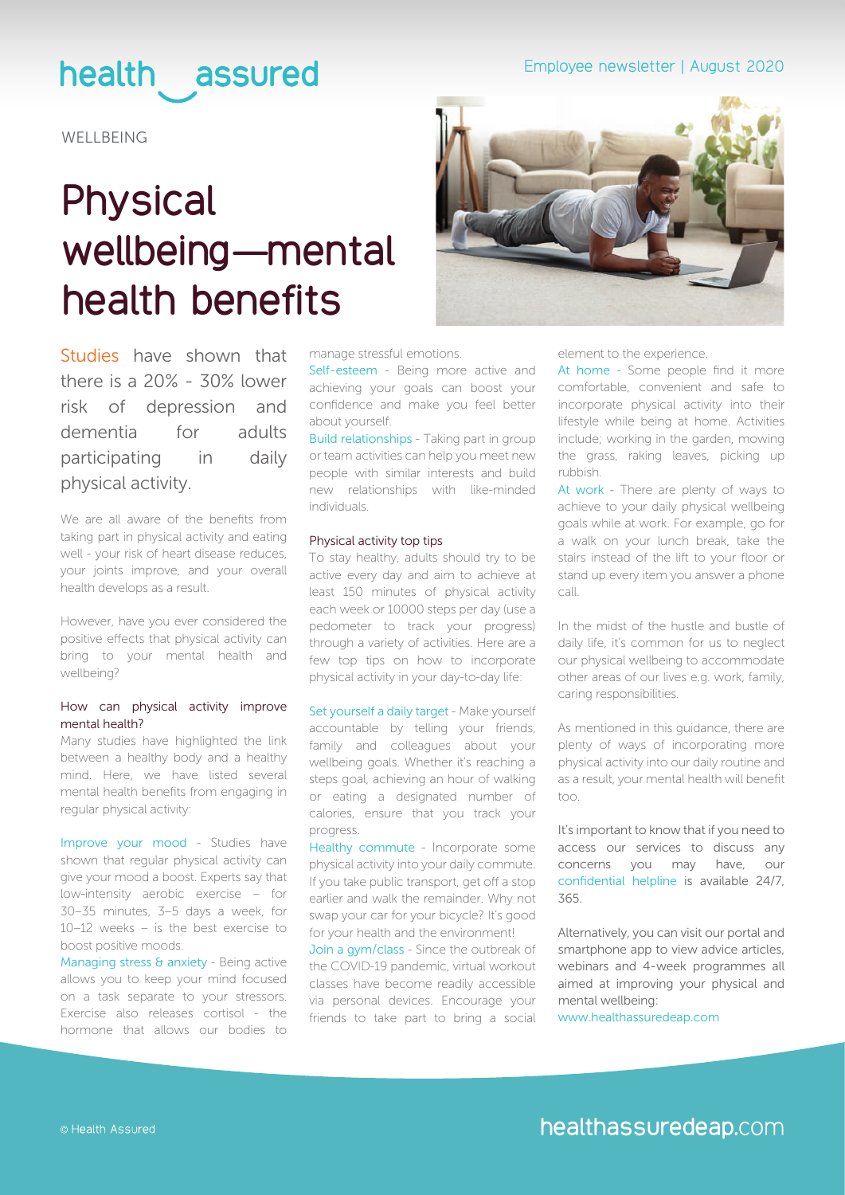health assured

Employee newsletter | August 2020

WELLBEING

# Physical wellbeing—mental health benefits

Studies have shown that there is a 20% - 30% lower risk of depression and dementia for adults participating in daily physical activity.

We are all aware of the benefits from taking part in physical activity and eating well - your risk of heart disease reduces, your joints improve, and your overall health develops as a result.

However, have you ever considered the positive effects that physical activity can bring to your mental health and wellbeing?

### How can physical activity improve mental health?

Many studies have highlighted the link between a healthy body and a healthy mind. Here, we have listed several mental health benefits from engaging in regular physical activity:

Improve your mood - Studies have shown that regular physical activity can give your mood a boost. Experts say that low-intensity aerobic exercise – for 30–35 minutes, 3–5 days a week, for 10–12 weeks – is the best exercise to boost positive moods.

Managing stress & anxiety - Being active allows you to keep your mind focused on a task separate to your stressors. Exercise also releases cortisol - the hormone that allows our bodies to manage stressful emotions.

Self-esteem - Being more active and achieving your goals can boost your confidence and make you feel better about yourself.

Build relationships - Taking part in group or team activities can help you meet new people with similar interests and build new relationships with like-minded individuals.

### Physical activity top tips

To stay healthy, adults should try to be active every day and aim to achieve at least 150 minutes of physical activity each week or 10000 steps per day (use a pedometer to track your progress) through a variety of activities. Here are a few top tips on how to incorporate physical activity in your day-to-day life:

Set yourself a daily target - Make yourself accountable by telling your friends, family and colleagues about your wellbeing goals. Whether it's reaching a steps goal, achieving an hour of walking or eating a designated number of calories, ensure that you track your progress.

Healthy commute - Incorporate some physical activity into your daily commute. If you take public transport, get off a stop earlier and walk the remainder. Why not swap your car for your bicycle? It's good for your health and the environment!

Join a gym/class - Since the outbreak of the COVID-19 pandemic, virtual workout classes have become readily accessible via personal devices. Encourage your friends to take part to bring a social element to the experience.

At home - Some people find it more comfortable, convenient and safe to incorporate physical activity into their lifestyle while being at home. Activities include; working in the garden, mowing the grass, raking leaves, picking up rubbish.

At work - There are plenty of ways to achieve to your daily physical wellbeing goals while at work. For example, go for a walk on your lunch break, take the stairs instead of the lift to your floor or stand up every item you answer a phone call.

In the midst of the hustle and bustle of daily life, it's common for us to neglect our physical wellbeing to accommodate other areas of our lives e.g. work, family, caring responsibilities.

As mentioned in this guidance, there are plenty of ways of incorporating more physical activity into our daily routine and as a result, your mental health will benefit too.

It's important to know that if you need to access our services to discuss any concerns you may have, our confidential helpline is available 24/7, 365.

Alternatively, you can visit our portal and smartphone app to view advice articles, webinars and 4-week programmes all aimed at improving your physical and mental wellbeing:

www.healthassuredeap.com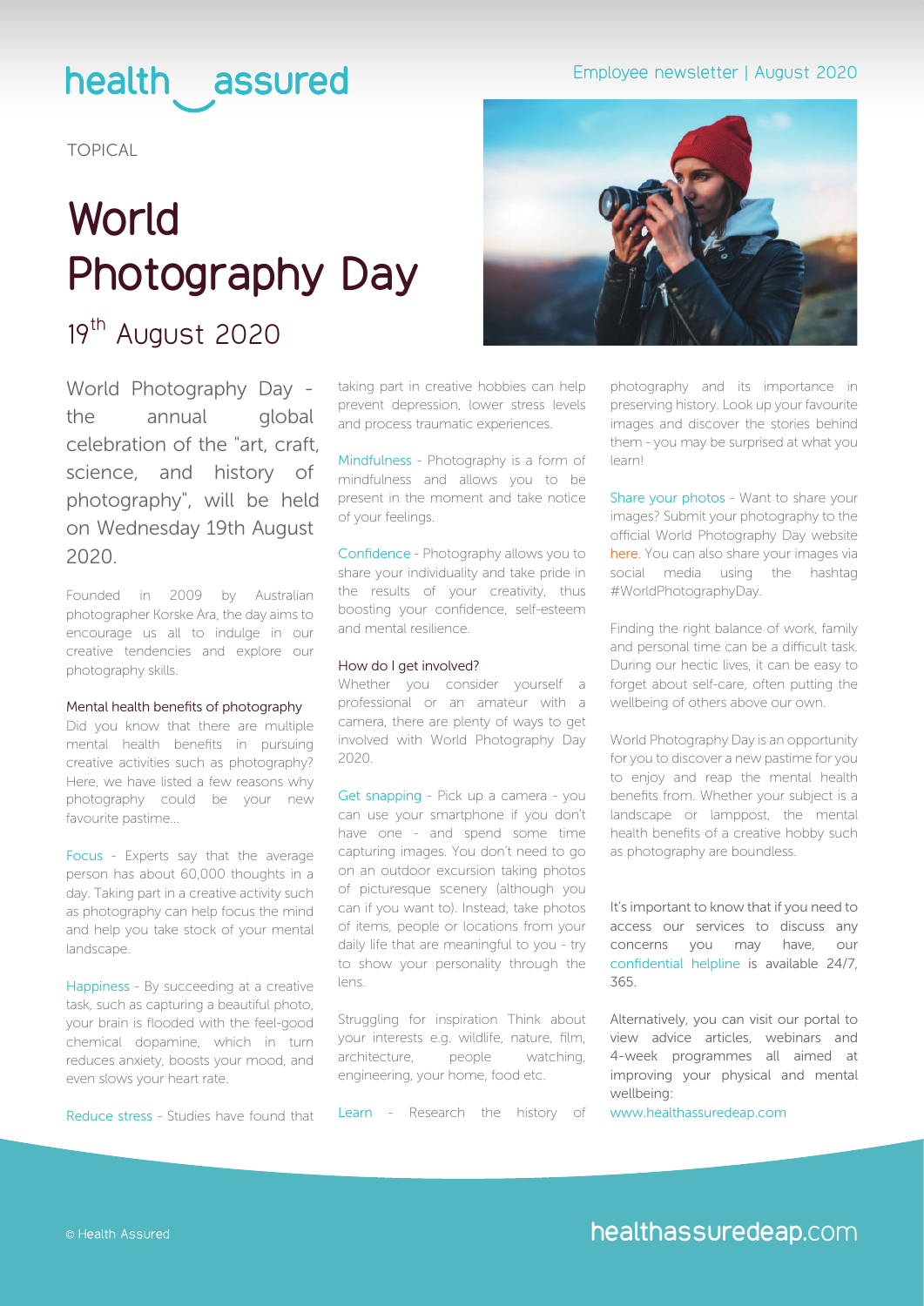health assured

Employee newsletter | August 2020

TOPICAL

# World Photography Day

## 19th August 2020

World Photography Day - the annual global celebration of the "art, craft, science, and history of photography", will be held on Wednesday 19th August 2020.

Founded in 2009 by Australian photographer Korske Ara, the day aims to encourage us all to indulge in our creative tendencies and explore our photography skills.

### Mental health benefits of photography

Did you know that there are multiple mental health benefits in pursuing creative activities such as photography? Here, we have listed a few reasons why photography could be your new favourite pastime...

Focus - Experts say that the average person has about 60,000 thoughts in a day. Taking part in a creative activity such as photography can help focus the mind and help you take stock of your mental landscape.

Happiness - By succeeding at a creative task, such as capturing a beautiful photo, your brain is flooded with the feel-good chemical dopamine, which in turn reduces anxiety, boosts your mood, and even slows your heart rate.

Reduce stress - Studies have found that taking part in creative hobbies can help prevent depression, lower stress levels and process traumatic experiences.

Mindfulness - Photography is a form of mindfulness and allows you to be present in the moment and take notice of your feelings.

Confidence - Photography allows you to share your individuality and take pride in the results of your creativity, thus boosting your confidence, self-esteem and mental resilience.

### How do I get involved?

Whether you consider yourself a professional or an amateur with a camera, there are plenty of ways to get involved with World Photography Day 2020.

Get snapping - Pick up a camera - you can use your smartphone if you don't have one - and spend some time capturing images. You don't need to go on an outdoor excursion taking photos of picturesque scenery (although you can if you want to). Instead, take photos of items, people or locations from your daily life that are meaningful to you - try to show your personality through the lens.

Struggling for inspiration Think about your interests e.g. wildlife, nature, film, architecture, people watching, engineering, your home, food etc.

Learn - Research the history of photography and its importance in preserving history. Look up your favourite images and discover the stories behind them - you may be surprised at what you learn!

Share your photos - Want to share your images? Submit your photography to the official World Photography Day website here. You can also share your images via social media using the hashtag #WorldPhotographyDay.

Finding the right balance of work, family and personal time can be a difficult task. During our hectic lives, it can be easy to forget about self-care, often putting the wellbeing of others above our own.

World Photography Day is an opportunity for you to discover a new pastime for you to enjoy and reap the mental health benefits from. Whether your subject is a landscape or lamppost, the mental health benefits of a creative hobby such as photography are boundless.

It's important to know that if you need to access our services to discuss any concerns you may have, our confidential helpline is available 24/7, 365.

Alternatively, you can visit our portal to view advice articles, webinars and 4-week programmes all aimed at improving your physical and mental wellbeing:
www.healthassuredeap.com

© Health Assured

healthassuredeap.com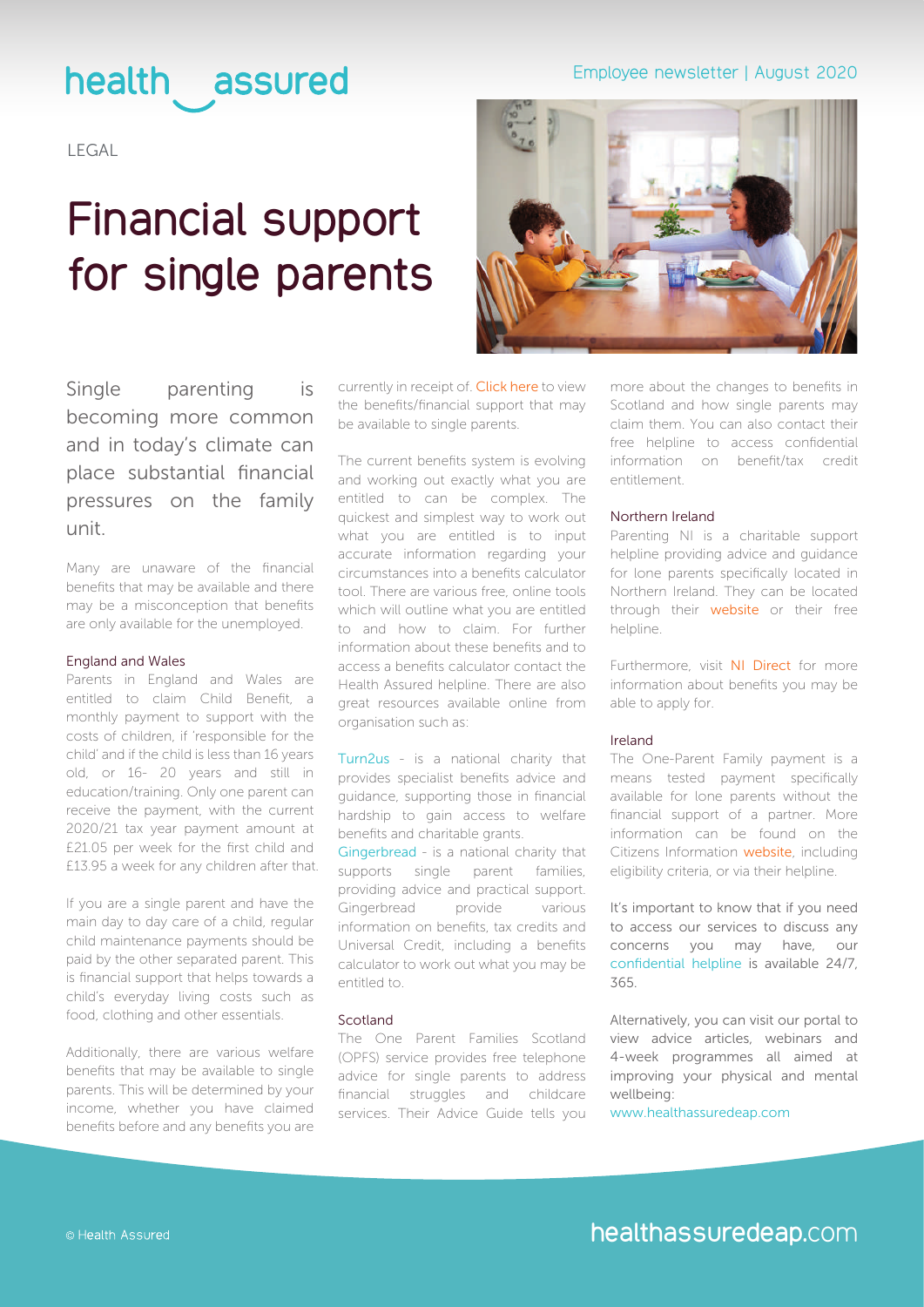LEGAL

# Financial support for single parents

Single parenting is becoming more common and in today's climate can place substantial financial pressures on the family unit.

Many are unaware of the financial benefits that may be available and there may be a misconception that benefits are only available for the unemployed.

### England and Wales

Parents in England and Wales are entitled to claim Child Benefit, a monthly payment to support with the costs of children, if 'responsible for the child' and if the child is less than 16 years old, or 16- 20 years and still in education/training. Only one parent can receive the payment, with the current 2020/21 tax year payment amount at £21.05 per week for the first child and £13.95 a week for any children after that.

If you are a single parent and have the main day to day care of a child, regular child maintenance payments should be paid by the other separated parent. This is financial support that helps towards a child's everyday living costs such as food, clothing and other essentials.

Additionally, there are various welfare benefits that may be available to single parents. This will be determined by your income, whether you have claimed benefits before and any benefits you are currently in receipt of. Click here to view the benefits/financial support that may be available to single parents.

The current benefits system is evolving and working out exactly what you are entitled to can be complex. The quickest and simplest way to work out what you are entitled is to input accurate information regarding your circumstances into a benefits calculator tool. There are various free, online tools which will outline what you are entitled to and how to claim. For further information about these benefits and to access a benefits calculator contact the Health Assured helpline. There are also great resources available online from organisation such as:

Turn2us - is a national charity that provides specialist benefits advice and guidance, supporting those in financial hardship to gain access to welfare benefits and charitable grants.

Gingerbread - is a national charity that supports single parent families, providing advice and practical support. Gingerbread provide various information on benefits, tax credits and Universal Credit, including a benefits calculator to work out what you may be entitled to.

### Scotland

The One Parent Families Scotland (OPFS) service provides free telephone advice for single parents to address financial struggles and childcare services. Their Advice Guide tells you more about the changes to benefits in Scotland and how single parents may claim them. You can also contact their free helpline to access confidential information on benefit/tax credit entitlement.

### Northern Ireland

Parenting NI is a charitable support helpline providing advice and guidance for lone parents specifically located in Northern Ireland. They can be located through their website or their free helpline.

Furthermore, visit NI Direct for more information about benefits you may be able to apply for.

### Ireland

The One-Parent Family payment is a means tested payment specifically available for lone parents without the financial support of a partner. More information can be found on the Citizens Information website, including eligibility criteria, or via their helpline.

It's important to know that if you need to access our services to discuss any concerns you may have, our confidential helpline is available 24/7, 365.

Alternatively, you can visit our portal to view advice articles, webinars and 4-week programmes all aimed at improving your physical and mental wellbeing:
www.healthassuredeap.com